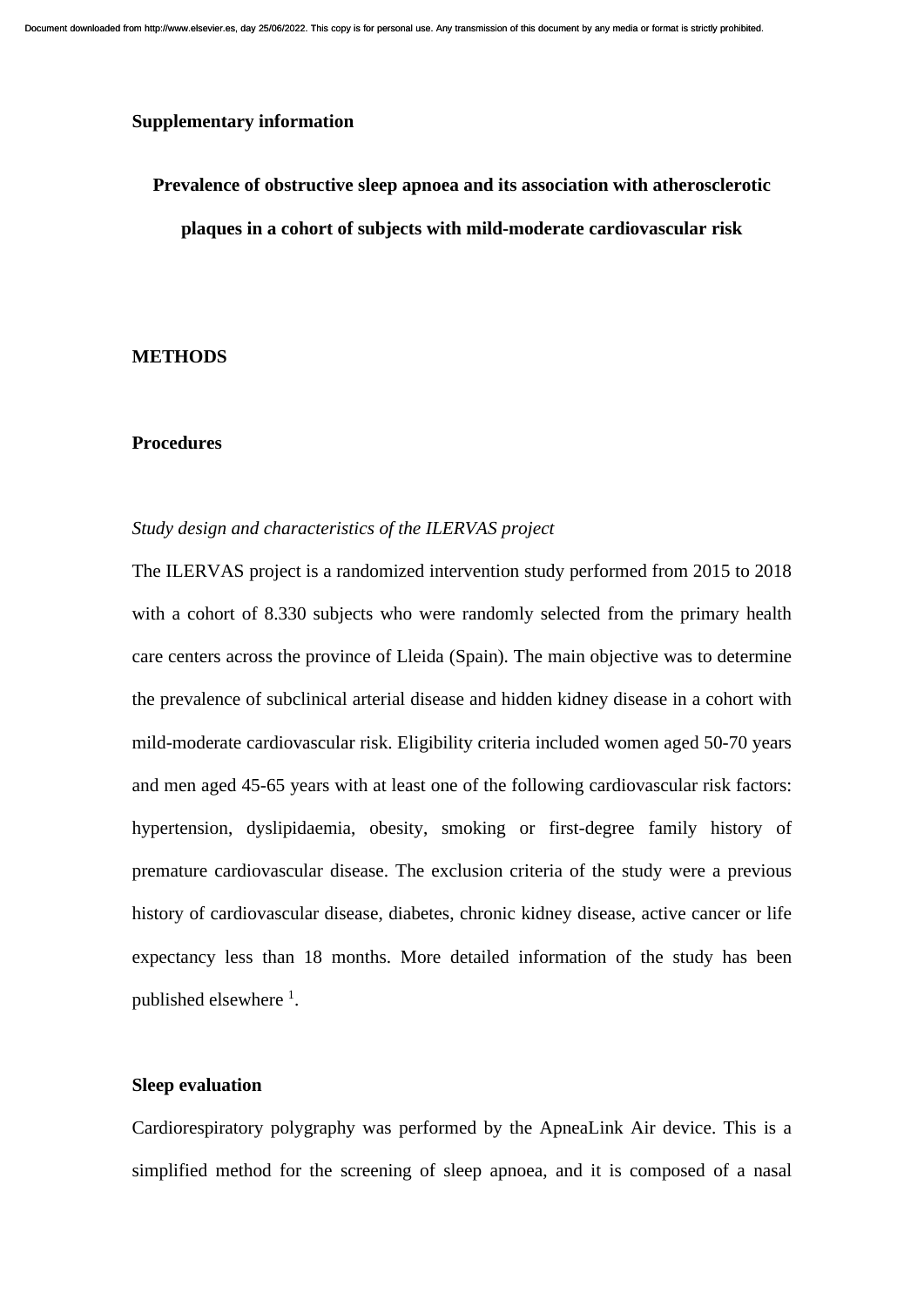**Supplementary information**

# Prevalence of obstructive sleep apnoea and its association with atherosclerotic plaques in a cohort of subjects with mild-moderate cardiovascular risk

## METHODS

### Procedures

*Study design and characteristics of the ILERVAS project*

The ILERVAS project is a randomized intervention study performed from 2015 to 2018 with a cohort of 8.330 subjects who were randomly selected from the primary health care centers across the province of Lleida (Spain). The main objective was to determine the prevalence of subclinical arterial disease and hidden kidney disease in a cohort with mild-moderate cardiovascular risk. Eligibility criteria included women aged 50-70 years and men aged 45-65 years with at least one of the following cardiovascular risk factors: hypertension, dyslipidaemia, obesity, smoking or first-degree family history of premature cardiovascular disease. The exclusion criteria of the study were a previous history of cardiovascular disease, diabetes, chronic kidney disease, active cancer or life expectancy less than 18 months. More detailed information of the study has been published elsewhere [1].

### Sleep evaluation

Cardiorespiratory polygraphy was performed by the ApneaLink Air device. This is a simplified method for the screening of sleep apnoea, and it is composed of a nasal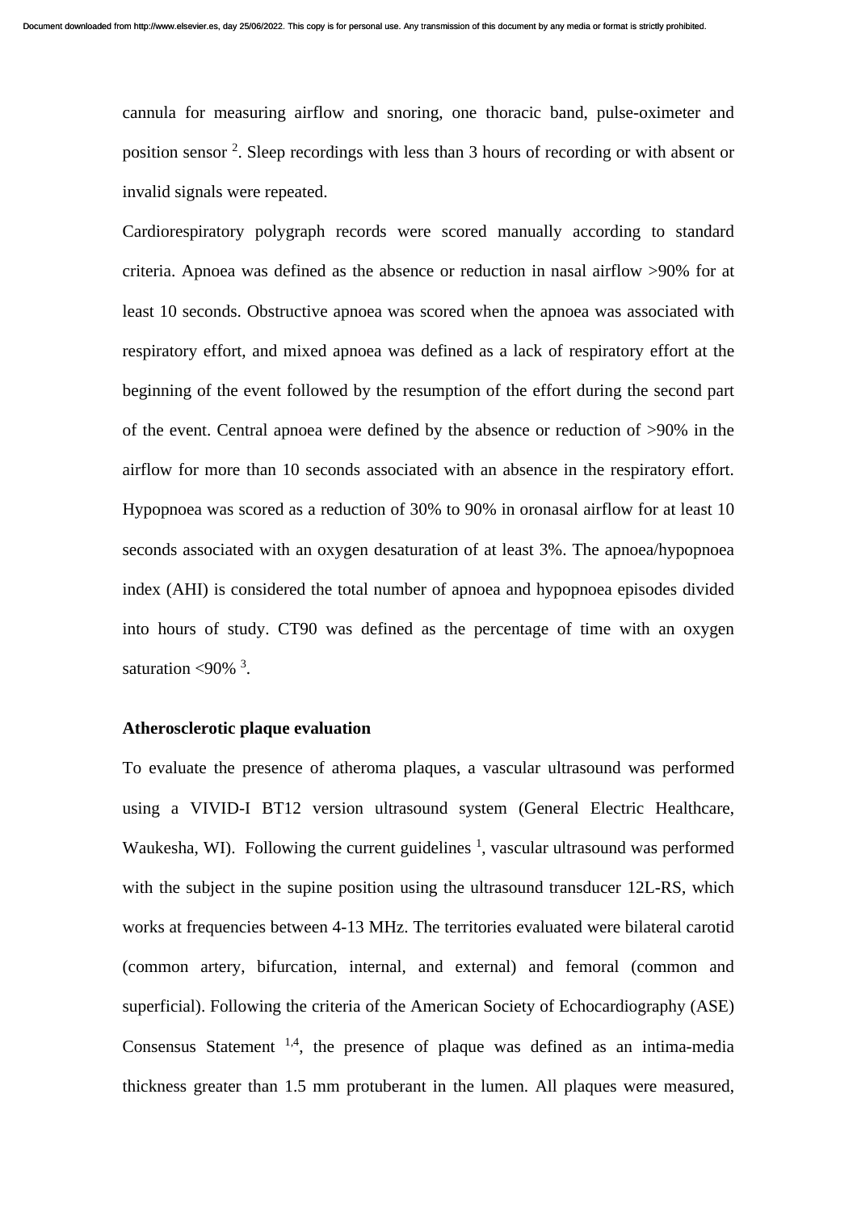cannula for measuring airflow and snoring, one thoracic band, pulse-oximeter and position sensor [2]. Sleep recordings with less than 3 hours of recording or with absent or invalid signals were repeated.

Cardiorespiratory polygraph records were scored manually according to standard criteria. Apnoea was defined as the absence or reduction in nasal airflow >90% for at least 10 seconds. Obstructive apnoea was scored when the apnoea was associated with respiratory effort, and mixed apnoea was defined as a lack of respiratory effort at the beginning of the event followed by the resumption of the effort during the second part of the event. Central apnoea were defined by the absence or reduction of >90% in the airflow for more than 10 seconds associated with an absence in the respiratory effort. Hypopnoea was scored as a reduction of 30% to 90% in oronasal airflow for at least 10 seconds associated with an oxygen desaturation of at least 3%. The apnoea/hypopnoea index (AHI) is considered the total number of apnoea and hypopnoea episodes divided into hours of study. CT90 was defined as the percentage of time with an oxygen saturation <90% [3].

**Atherosclerotic plaque evaluation**

To evaluate the presence of atheroma plaques, a vascular ultrasound was performed using a VIVID-I BT12 version ultrasound system (General Electric Healthcare, Waukesha, WI). Following the current guidelines [1], vascular ultrasound was performed with the subject in the supine position using the ultrasound transducer 12L-RS, which works at frequencies between 4-13 MHz. The territories evaluated were bilateral carotid (common artery, bifurcation, internal, and external) and femoral (common and superficial). Following the criteria of the American Society of Echocardiography (ASE) Consensus Statement [1,4], the presence of plaque was defined as an intima-media thickness greater than 1.5 mm protuberant in the lumen. All plaques were measured,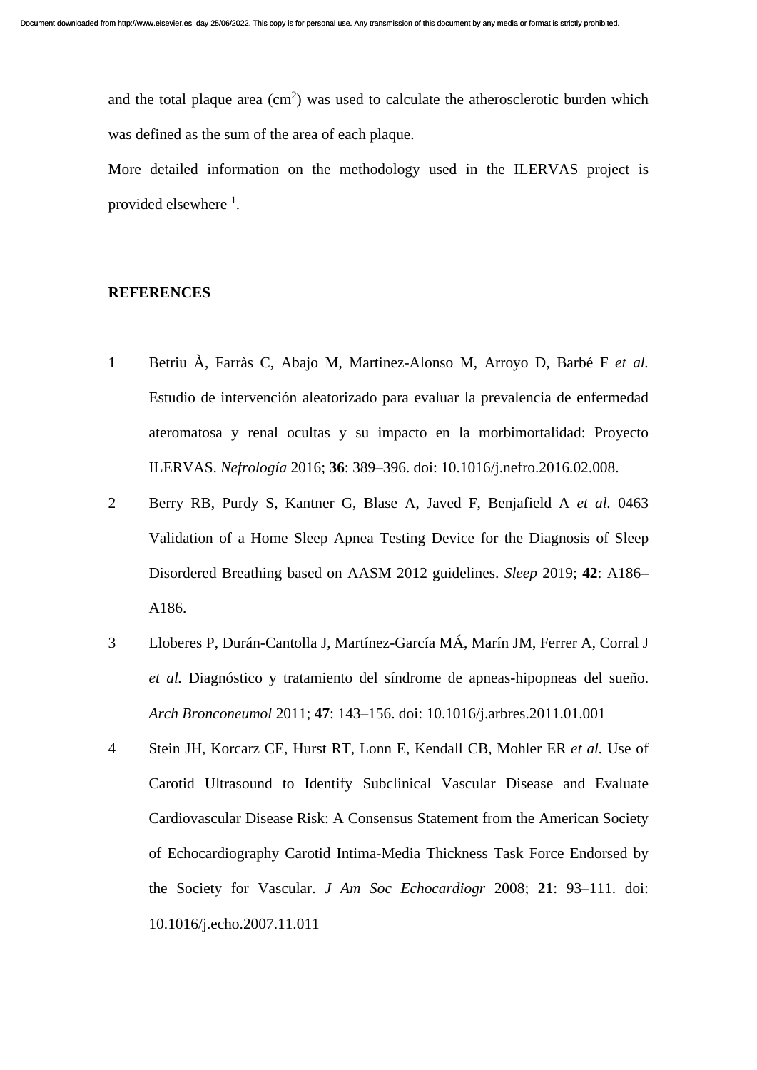and the total plaque area ($cm^2$) was used to calculate the atherosclerotic burden which was defined as the sum of the area of each plaque.

More detailed information on the methodology used in the ILERVAS project is provided elsewhere [1].

## REFERENCES

1. Betriu À, Farràs C, Abajo M, Martinez-Alonso M, Arroyo D, Barbé F *et al.* Estudio de intervención aleatorizado para evaluar la prevalencia de enfermedad ateromatosa y renal ocultas y su impacto en la morbimortalidad: Proyecto ILERVAS. *Nefrología* 2016; **36**: 389–396. doi: 10.1016/j.nefro.2016.02.008.
2. Berry RB, Purdy S, Kantner G, Blase A, Javed F, Benjafield A *et al.* 0463 Validation of a Home Sleep Apnea Testing Device for the Diagnosis of Sleep Disordered Breathing based on AASM 2012 guidelines. *Sleep* 2019; **42**: A186–A186.
3. Lloberes P, Durán-Cantolla J, Martínez-García MÁ, Marín JM, Ferrer A, Corral J *et al.* Diagnóstico y tratamiento del síndrome de apneas-hipopneas del sueño. *Arch Bronconeumol* 2011; **47**: 143–156. doi: 10.1016/j.arbres.2011.01.001
4. Stein JH, Korcarz CE, Hurst RT, Lonn E, Kendall CB, Mohler ER *et al.* Use of Carotid Ultrasound to Identify Subclinical Vascular Disease and Evaluate Cardiovascular Disease Risk: A Consensus Statement from the American Society of Echocardiography Carotid Intima-Media Thickness Task Force Endorsed by the Society for Vascular. *J Am Soc Echocardiogr* 2008; **21**: 93–111. doi: 10.1016/j.echo.2007.11.011